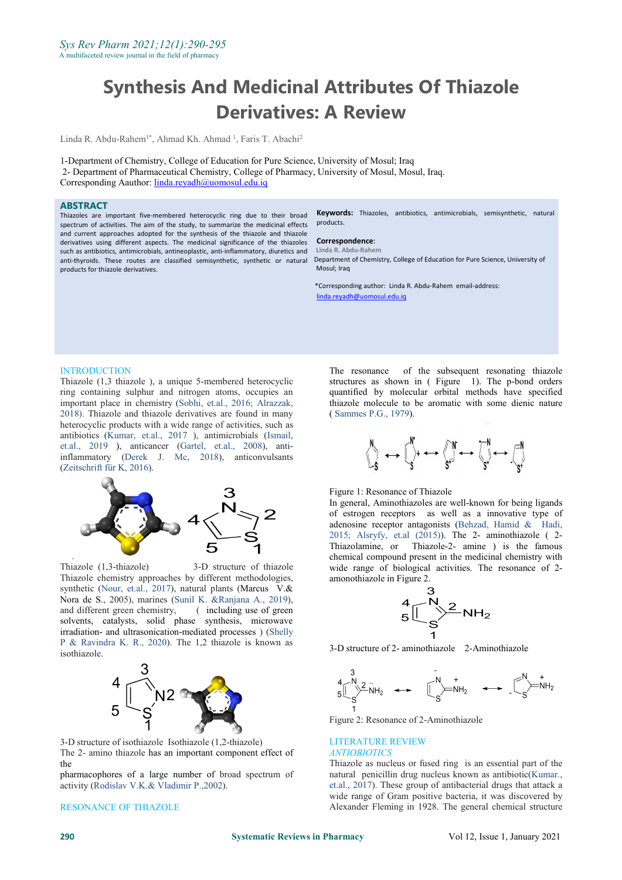# Synthesis And Medicinal Attributes Of Thiazole Derivatives: A Review

Linda R. Abdu-Rahem[1*], Ahmad Kh. Ahmad [1], Faris T. Abachi[2]

1-Department of Chemistry, College of Education for Pure Science, University of Mosul; Iraq
2- Department of Pharmaceutical Chemistry, College of Pharmacy, University of Mosul, Mosul, Iraq.
Corresponding Aauthor: linda.reyadh@uomosul.edu.iq

## ABSTRACT

Thiazoles are important five-membered heterocyclic ring due to their broad spectrum of activities. The aim of the study, to summarize the medicinal effects and current approaches adopted for the synthesis of the thiazole and thiazole derivatives using different aspects. The medicinal significance of the thiazoles such as antibiotics, antimicrobials, antineoplastic, anti-inflammatory, diuretics and anti-thyroids. These routes are classified semisynthetic, synthetic or natural products for thiazole derivatives.

**Keywords:** Thiazoles, antibiotics, antimicrobials, semisynthetic, natural products.

**Correspondence**:
Linda R. Abdu-Rahem
Department of Chemistry, College of Education for Pure Science, University of Mosul; Iraq

*Corresponding author: Linda R. Abdu-Rahem email-address: linda.reyadh@uomosul.edu.iq

## INTRODUCTION

Thiazole (1,3 thiazole ), a unique 5-membered heterocyclic ring containing sulphur and nitrogen atoms, occupies an important place in chemistry (Sobhi, et.al., 2016; Alrazzak, 2018). Thiazole and thiazole derivatives are found in many heterocyclic products with a wide range of activities, such as antibiotics (Kumar, et.al., 2017 ), antimicrobials (Ismail, et.al., 2019 ), anticancer (Gartel, et.al., 2008), anti-inflammatory (Derek J. Mc, 2018), anticonvulsants (Zeitschrift für K, 2016).

Thiazole (1,3-thiazole) 3-D structure of thiazole

Thiazole chemistry approaches by different methodologies, synthetic (Nour, et.al., 2017), natural plants (Marcus V.& Nora de S., 2005), marines (Sunil K. &Ranjana A., 2019), and different green chemistry, ( including use of green solvents, catalysts, solid phase synthesis, microwave irradiation- and ultrasonication-mediated processes ) (Shelly P & Ravindra K. R., 2020). The 1,2 thiazole is known as isothiazole.

3-D structure of isothiazole Isothiazole (1,2-thiazole)

The 2- amino thiazole has an important component effect of the pharmacophores of a large number of broad spectrum of activity (Rodislav V.K.& Vladimir P.,2002).

## RESONANCE OF THIAZOLE

The resonance of the subsequent resonating thiazole structures as shown in ( Figure 1). The p-bond orders quantified by molecular orbital methods have specified thiazole molecule to be aromatic with some dienic nature ( Sammes P.G., 1979).

Figure 1: Resonance of Thiazole

In general, Aminothiazoles are well-known for being ligands of estrogen receptors as well as innovative type of adenosine receptor antagonists (Behzad, Hamid & Hadi, 2015; Alsryfy, et.al (2015)). The 2- aminothiazole ( 2-Thiazolamine, or Thiazole-2- amine ) is the famous chemical compound present in the medicinal chemistry with wide range of biological activities. The resonance of 2-amonothiazole in Figure 2.

3-D structure of 2- aminothiazole 2-Aminothiazole

Figure 2: Resonance of 2-Aminothiazole

## LITERATURE REVIEW

### *ANTIOBIOTICS*

Thiazole as nucleus or fused ring is an essential part of the natural penicillin drug nucleus known as antibiotic(Kumar., et.al., 2017). These group of antibacterial drugs that attack a wide range of Gram positive bacteria, it was discovered by Alexander Fleming in 1928. The general chemical structure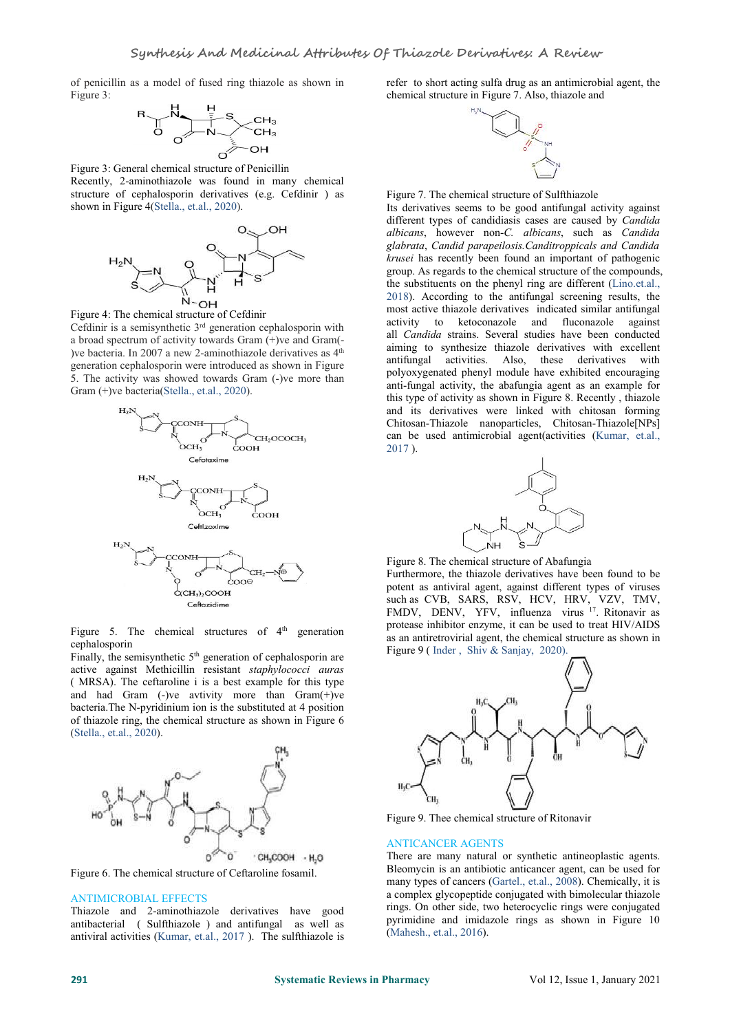of penicillin as a model of fused ring thiazole as shown in Figure 3:

Figure 3: General chemical structure of Penicillin

Recently, 2-aminothiazole was found in many chemical structure of cephalosporin derivatives (e.g. Cefdinir ) as shown in Figure 4(Stella., et.al., 2020).

Figure 4: The chemical structure of Cefdinir

Cefdinir is a semisynthetic 3rd generation cephalosporin with a broad spectrum of activity towards Gram (+)ve and Gram(-)ve bacteria. In 2007 a new 2-aminothiazole derivatives as 4th generation cephalosporin were introduced as shown in Figure 5. The activity was showed towards Gram (-)ve more than Gram (+)ve bacteria(Stella., et.al., 2020).

Figure 5. The chemical structures of 4th generation cephalosporin

Finally, the semisynthetic 5th generation of cephalosporin are active against Methicillin resistant *staphylococci auras* ( MRSA). The ceftaroline i is a best example for this type and had Gram (-)ve avtivity more than Gram(+)ve bacteria.The N-pyridinium ion is the substituted at 4 position of thiazole ring, the chemical structure as shown in Figure 6 (Stella., et.al., 2020).

Figure 6. The chemical structure of Ceftaroline fosamil.

## ANTIMICROBIAL EFFECTS

Thiazole and 2-aminothiazole derivatives have good antibacterial ( Sulfthiazole ) and antifungal as well as antiviral activities (Kumar, et.al., 2017 ). The sulfthiazole is refer to short acting sulfa drug as an antimicrobial agent, the chemical structure in Figure 7. Also, thiazole and

Figure 7. The chemical structure of Sulfthiazole

Its derivatives seems to be good antifungal activity against different types of candidiasis cases are caused by *Candida albicans*, however non-*C. albicans*, such as *Candida glabrata*, *Candid parapeilosis.Canditroppicals and Candida krusei* has recently been found an important of pathogenic group. As regards to the chemical structure of the compounds, the substituents on the phenyl ring are different (Lino.et.al., 2018). According to the antifungal screening results, the most active thiazole derivatives indicated similar antifungal activity to ketoconazole and fluconazole against all *Candida* strains. Several studies have been conducted aiming to synthesize thiazole derivatives with excellent antifungal activities. Also, these derivatives with polyoxygenated phenyl module have exhibited encouraging anti-fungal activity, the abafungia agent as an example for this type of activity as shown in Figure 8. Recently , thiazole and its derivatives were linked with chitosan forming Chitosan-Thiazole nanoparticles, Chitosan-Thiazole[NPs] can be used antimicrobial agent(activities (Kumar, et.al., 2017 ).

Figure 8. The chemical structure of Abafungia

Furthermore, the thiazole derivatives have been found to be potent as antiviral agent, against different types of viruses such as CVB, SARS, RSV, HCV, HRV, VZV, TMV, FMDV, DENV, YFV, influenza virus [17]. Ritonavir as protease inhibitor enzyme, it can be used to treat HIV/AIDS as an antiretroviral agent, the chemical structure as shown in Figure 9 ( Inder , Shiv & Sanjay, 2020).

Figure 9. Thee chemical structure of Ritonavir

## ANTICANCER AGENTS

There are many natural or synthetic antineoplastic agents. Bleomycin is an antibiotic anticancer agent, can be used for many types of cancers (Gartel., et.al., 2008). Chemically, it is a complex glycopeptide conjugated with bimolecular thiazole rings. On other side, two heterocyclic rings were conjugated pyrimidine and imidazole rings as shown in Figure 10 (Mahesh., et.al., 2016).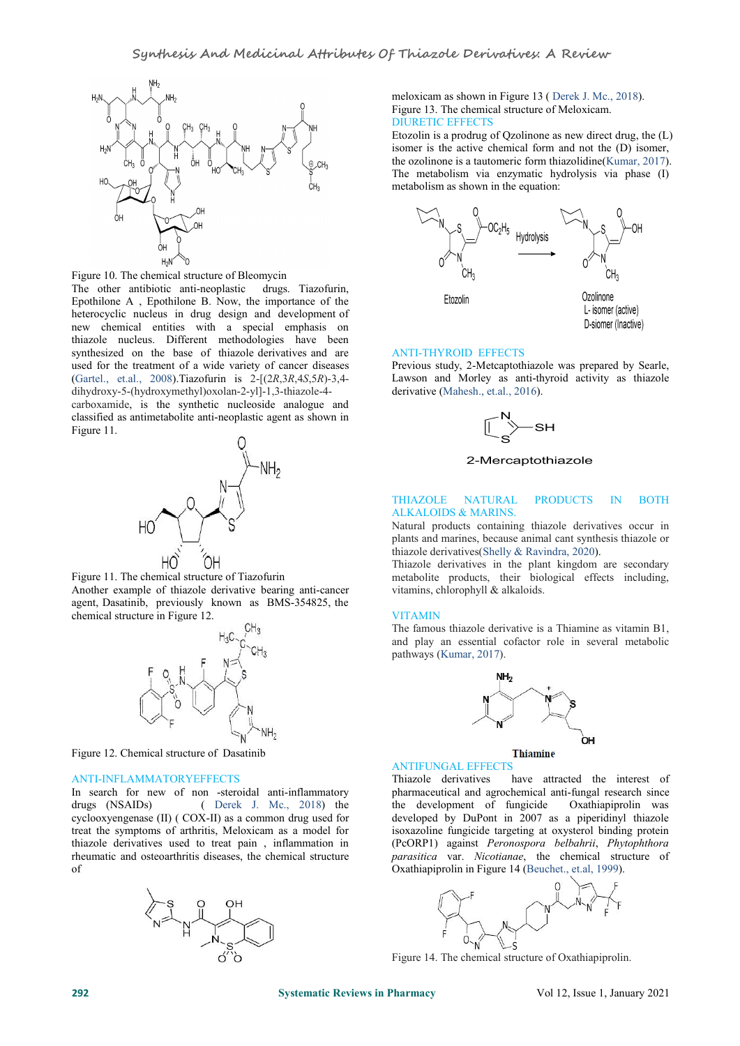Figure 10. The chemical structure of Bleomycin

The other antibiotic anti-neoplastic drugs. Tiazofurin, Epothilone A , Epothilone B. Now, the importance of the heterocyclic nucleus in drug design and development of new chemical entities with a special emphasis on thiazole nucleus. Different methodologies have been synthesized on the base of thiazole derivatives and are used for the treatment of a wide variety of cancer diseases (Gartel., et.al., 2008).Tiazofurin is 2-[(2R,3R,4S,5R)-3,4-dihydroxy-5-(hydroxymethyl)oxolan-2-yl]-1,3-thiazole-4-carboxamide, is the synthetic nucleoside analogue and classified as antimetabolite anti-neoplastic agent as shown in Figure 11.

Figure 11. The chemical structure of Tiazofurin

Another example of thiazole derivative bearing anti-cancer agent, Dasatinib, previously known as BMS-354825, the chemical structure in Figure 12.

Figure 12. Chemical structure of Dasatinib

## ANTI-INFLAMMATORYEFFECTS

In search for new of non -steroidal anti-inflammatory drugs (NSAIDs) ( Derek J. Mc., 2018) the cyclooxyengenase (II) ( COX-II) as a common drug used for treat the symptoms of arthritis, Meloxicam as a model for thiazole derivatives used to treat pain , inflammation in rheumatic and osteoarthritis diseases, the chemical structure of meloxicam as shown in Figure 13 ( Derek J. Mc., 2018).

Figure 13. The chemical structure of Meloxicam.

## DIURETIC EFFECTS

Etozolin is a prodrug of Qzolinone as new direct drug, the (L) isomer is the active chemical form and not the (D) isomer, the ozolinone is a tautomeric form thiazolidine(Kumar, 2017). The metabolism via enzymatic hydrolysis via phase (I) metabolism as shown in the equation:

Etozolin → Hydrolysis → Ozolinone (L- isomer (active), D-siomer (Inactive))

## ANTI-THYROID EFFECTS

Previous study, 2-Metcaptothiazole was prepared by Searle, Lawson and Morley as anti-thyroid activity as thiazole derivative (Mahesh., et.al., 2016).

2-Mercaptothiazole

## THIAZOLE NATURAL PRODUCTS IN BOTH ALKALOIDS & MARINS.

Natural products containing thiazole derivatives occur in plants and marines, because animal cant synthesis thiazole or thiazole derivatives(Shelly & Ravindra, 2020).

Thiazole derivatives in the plant kingdom are secondary metabolite products, their biological effects including, vitamins, chlorophyll & alkaloids.

## VITAMIN

The famous thiazole derivative is a Thiamine as vitamin B1, and play an essential cofactor role in several metabolic pathways (Kumar, 2017).

**Thiamine**

## ANTIFUNGAL EFFECTS

Thiazole derivatives have attracted the interest of pharmaceutical and agrochemical anti-fungal research since the development of fungicide Oxathiapiprolin was developed by DuPont in 2007 as a piperidinyl thiazole isoxazoline fungicide targeting at oxysterol binding protein (PcORP1) against *Peronospora belbahrii*, *Phytophthora parasitica* var. *Nicotianae*, the chemical structure of Oxathiapiprolin in Figure 14 (Beuchet., et.al, 1999).

Figure 14. The chemical structure of Oxathiapiprolin.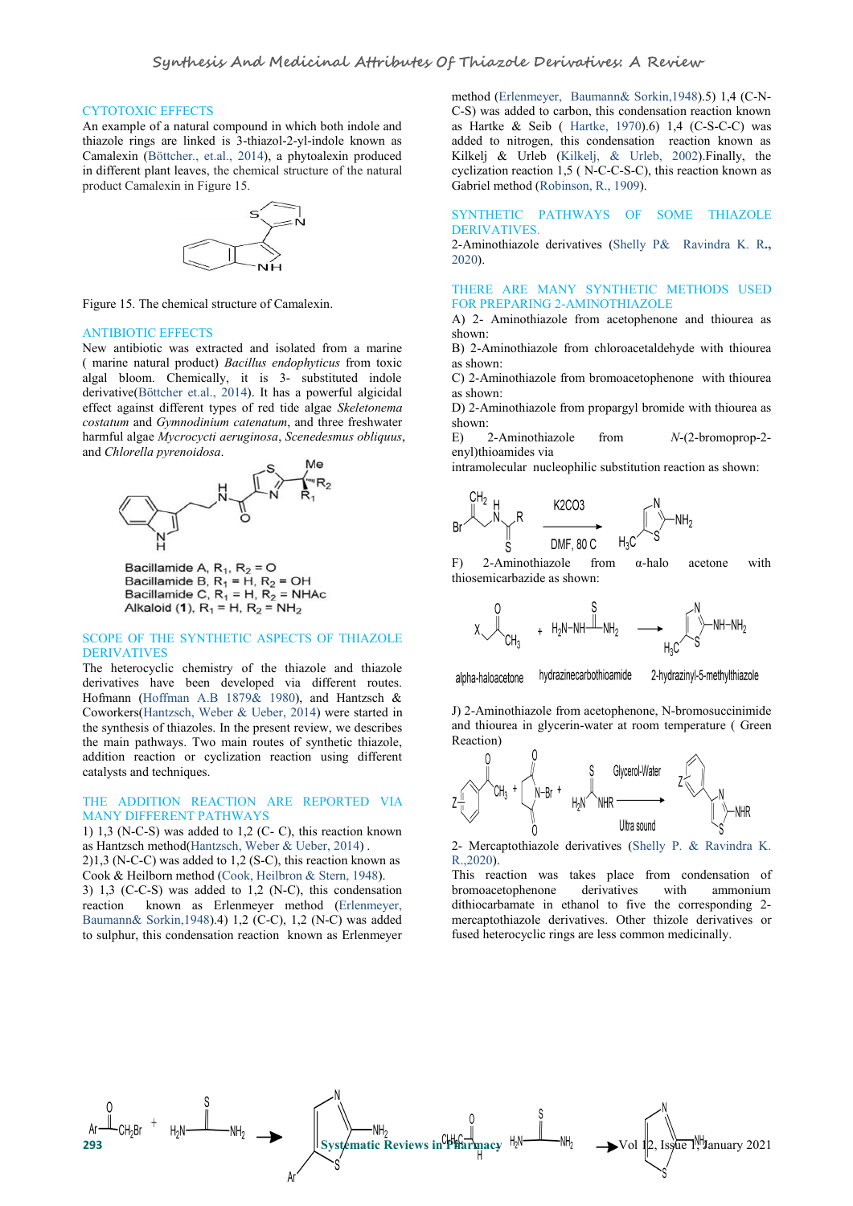## CYTOTOXIC EFFECTS

An example of a natural compound in which both indole and thiazole rings are linked is 3-thiazol-2-yl-indole known as Camalexin (Böttcher., et.al., 2014), a phytoalexin produced in different plant leaves, the chemical structure of the natural product Camalexin in Figure 15.

Figure 15. The chemical structure of Camalexin.

## ANTIBIOTIC EFFECTS

New antibiotic was extracted and isolated from a marine ( marine natural product) *Bacillus endophyticus* from toxic algal bloom. Chemically, it is 3- substituted indole derivative(Böttcher et.al., 2014). It has a powerful algicidal effect against different types of red tide algae *Skeletonema costatum* and *Gymnodinium catenatum*, and three freshwater harmful algae *Mycrocycti aeruginosa*, *Scenedesmus obliquus*, and *Chlorella pyrenoidosa*.

Bacillamide A, $R_1, R_2 = O$
Bacillamide B, $R_1 = H$, $R_2 = OH$
Bacillamide C, $R_1 = H$, $R_2 = NHAc$
Alkaloid (**1**), $R_1 = H$, $R_2 = NH_2$

## SCOPE OF THE SYNTHETIC ASPECTS OF THIAZOLE DERIVATIVES

The heterocyclic chemistry of the thiazole and thiazole derivatives have been developed via different routes. Hofmann (Hoffman A.B 1879& 1980), and Hantzsch & Coworkers(Hantzsch, Weber & Ueber, 2014) were started in the synthesis of thiazoles. In the present review, we describe the main pathways. Two main routes of synthetic thiazole, addition reaction or cyclization reaction using different catalysts and techniques.

## THE ADDITION REACTION ARE REPORTED VIA MANY DIFFERENT PATHWAYS

1) 1,3 (N-C-S) was added to 1,2 (C- C), this reaction known as Hantzsch method(Hantzsch, Weber & Ueber, 2014) .
2)1,3 (N-C-C) was added to 1,2 (S-C), this reaction known as Cook & Heilborn method (Cook, Heilbron & Stern, 1948).
3) 1,3 (C-C-S) was added to 1,2 (N-C), this condensation reaction known as Erlenmeyer method (Erlenmeyer, Baumann& Sorkin,1948).4) 1,2 (C-C), 1,2 (N-C) was added to sulphur, this condensation reaction known as Erlenmeyer method (Erlenmeyer, Baumann& Sorkin,1948).5) 1,4 (C-N-C-S) was added to carbon, this condensation reaction known as Hartke & Seib ( Hartke, 1970).6) 1,4 (C-S-C-C) was added to nitrogen, this condensation reaction known as Kilkelj & Urleb (Kilkelj, & Urleb, 2002).Finally, the cyclization reaction 1,5 ( N-C-C-S-C), this reaction known as Gabriel method (Robinson, R., 1909).

## SYNTHETIC PATHWAYS OF SOME THIAZOLE DERIVATIVES.

2-Aminothiazole derivatives (Shelly P& Ravindra K. R., 2020).

## THERE ARE MANY SYNTHETIC METHODS USED FOR PREPARING 2-AMINOTHIAZOLE

A) 2- Aminothiazole from acetophenone and thiourea as shown:

B) 2-Aminothiazole from chloroacetaldehyde with thiourea as shown:

C) 2-Aminothiazole from bromoacetophenone with thiourea as shown:

D) 2-Aminothiazole from propargyl bromide with thiourea as shown:

E) 2-Aminothiazole from *N*-(2-bromoprop-2-enyl)thioamides via intramolecular nucleophilic substitution reaction as shown:

K2CO3

DMF, 80 C

F) 2-Aminothiazole from α-halo acetone with thiosemicarbazide as shown:

alpha-haloacetone + hydrazinecarbothioamide → 2-hydrazinyl-5-methylthiazole

J) 2-Aminothiazole from acetophenone, N-bromosuccinimide and thiourea in glycerin-water at room temperature ( Green Reaction)

Glycerol-Water

Ultra sound

2- Mercaptothiazole derivatives (Shelly P. & Ravindra K. R.,2020).

This reaction was takes place from condensation of bromoacetophenone derivatives with ammonium dithiocarbamate in ethanol to five the corresponding 2-mercaptothiazole derivatives. Other thizole derivatives or fused heterocyclic rings are less common medicinally.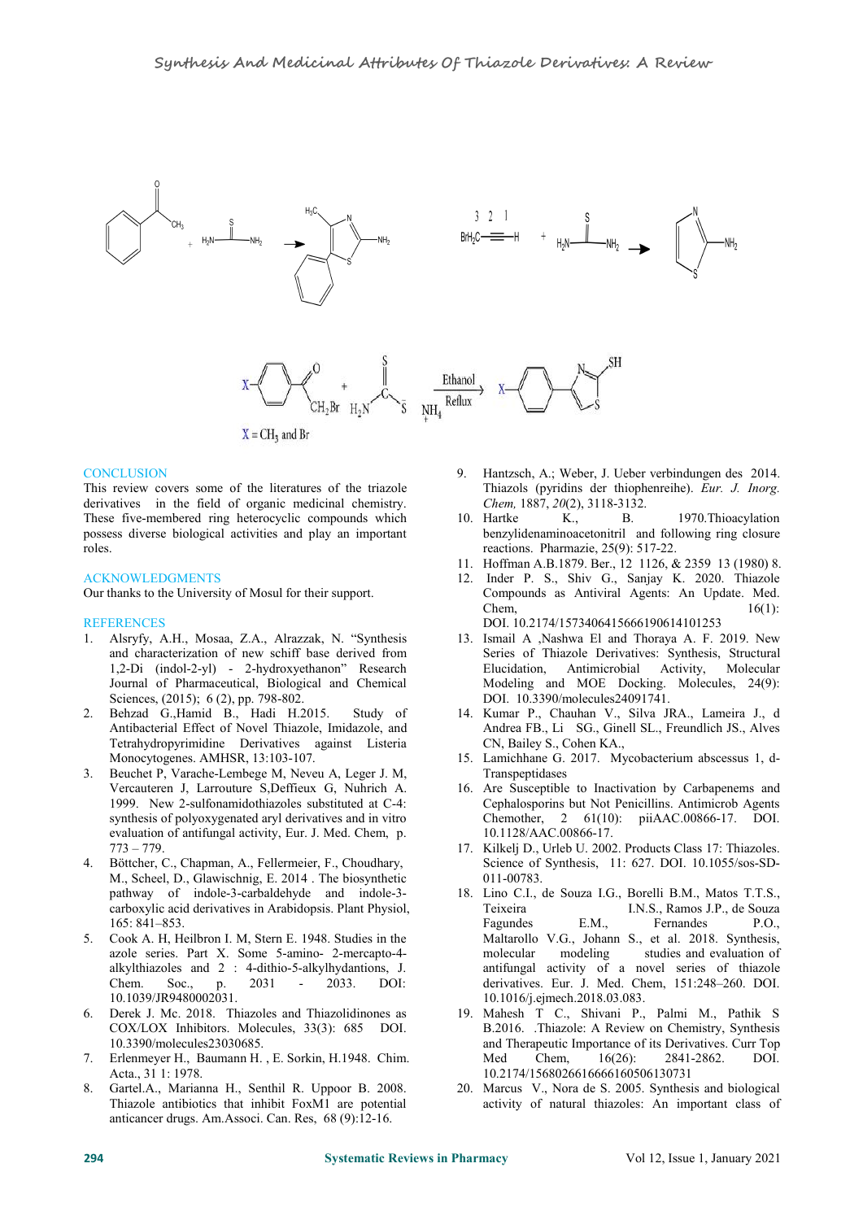## CONCLUSION

This review covers some of the literatures of the triazole derivatives in the field of organic medicinal chemistry. These five-membered ring heterocyclic compounds which possess diverse biological activities and play an important roles.

## ACKNOWLEDGMENTS

Our thanks to the University of Mosul for their support.

## REFERENCES

1. Alsryfy, A.H., Mosaa, Z.A., Alrazzak, N. "Synthesis and characterization of new schiff base derived from 1,2-Di (indol-2-yl) - 2-hydroxyethanon" Research Journal of Pharmaceutical, Biological and Chemical Sciences, (2015); 6 (2), pp. 798-802.
2. Behzad G.,Hamid B., Hadi H.2015. Study of Antibacterial Effect of Novel Thiazole, Imidazole, and Tetrahydropyrimidine Derivatives against Listeria Monocytogenes. AMHSR, 13:103-107.
3. Beuchet P, Varache-Lembege M, Neveu A, Leger J. M, Vercauteren J, Larrouture S,Deffieux G, Nuhrich A. 1999. New 2-sulfonamidothiazoles substituted at C-4: synthesis of polyoxygenated aryl derivatives and in vitro evaluation of antifungal activity, Eur. J. Med. Chem, p. 773 – 779.
4. Böttcher, C., Chapman, A., Fellermeier, F., Choudhary, M., Scheel, D., Glawischnig, E. 2014 . The biosynthetic pathway of indole-3-carbaldehyde and indole-3-carboxylic acid derivatives in Arabidopsis. Plant Physiol, 165: 841–853.
5. Cook A. H, Heilbron I. M, Stern E. 1948. Studies in the azole series. Part X. Some 5-amino- 2-mercapto-4-alkylthiazoles and 2 : 4-dithio-5-alkylhydantions, J. Chem. Soc., p. 2031 - 2033. DOI: 10.1039/JR9480002031.
6. Derek J. Mc. 2018. Thiazoles and Thiazolidinones as COX/LOX Inhibitors. Molecules, 33(3): 685 DOI. 10.3390/molecules23030685.
7. Erlenmeyer H., Baumann H. , E. Sorkin, H.1948. Chim. Acta., 31 1: 1978.
8. Gartel.A., Marianna H., Senthil R. Uppoor B. 2008. Thiazole antibiotics that inhibit FoxM1 are potential anticancer drugs. Am.Associ. Can. Res, 68 (9):12-16.
9. Hantzsch, A.; Weber, J. Ueber verbindungen des 2014. Thiazols (pyridins der thiophenreihe). *Eur. J. Inorg. Chem*, 1887, *20*(2), 3118-3132.
10. Hartke K., B. 1970.Thioacylation benzylidenaminoacetonitril and following ring closure reactions. Pharmazie, 25(9): 517-22.
11. Hoffman A.B.1879. Ber., 12 1126, & 2359 13 (1980) 8.
12. Inder P. S., Shiv G., Sanjay K. 2020. Thiazole Compounds as Antiviral Agents: An Update. Med. Chem, 16(1): DOI. 10.2174/1573406415666190614101253
13. Ismail A ,Nashwa El and Thoraya A. F. 2019. New Series of Thiazole Derivatives: Synthesis, Structural Elucidation, Antimicrobial Activity, Molecular Modeling and MOE Docking. Molecules, 24(9): DOI. 10.3390/molecules24091741.
14. Kumar P., Chauhan V., Silva JRA., Lameira J., d Andrea FB., Li SG., Ginell SL., Freundlich JS., Alves CN, Bailey S., Cohen KA.,
15. Lamichhane G. 2017. Mycobacterium abscessus 1, d-Transpeptidases
16. Are Susceptible to Inactivation by Carbapenems and Cephalosporins but Not Penicillins. Antimicrob Agents Chemother, 2 61(10): piiAAC.00866-17. DOI. 10.1128/AAC.00866-17.
17. Kilkelj D., Urleb U. 2002. Products Class 17: Thiazoles. Science of Synthesis, 11: 627. DOI. 10.1055/sos-SD-011-00783.
18. Lino C.I., de Souza I.G., Borelli B.M., Matos T.T.S., Teixeira I.N.S., Ramos J.P., de Souza Fagundes E.M., Fernandes P.O., Maltarollo V.G., Johann S., et al. 2018. Synthesis, molecular modeling studies and evaluation of antifungal activity of a novel series of thiazole derivatives. Eur. J. Med. Chem, 151:248–260. DOI. 10.1016/j.ejmech.2018.03.083.
19. Mahesh T C., Shivani P., Palmi M., Pathik S B.2016. .Thiazole: A Review on Chemistry, Synthesis and Therapeutic Importance of its Derivatives. Curr Top Med Chem, 16(26): 2841-2862. DOI. 10.2174/1568026616666160506130731
20. Marcus V., Nora de S. 2005. Synthesis and biological activity of natural thiazoles: An important class of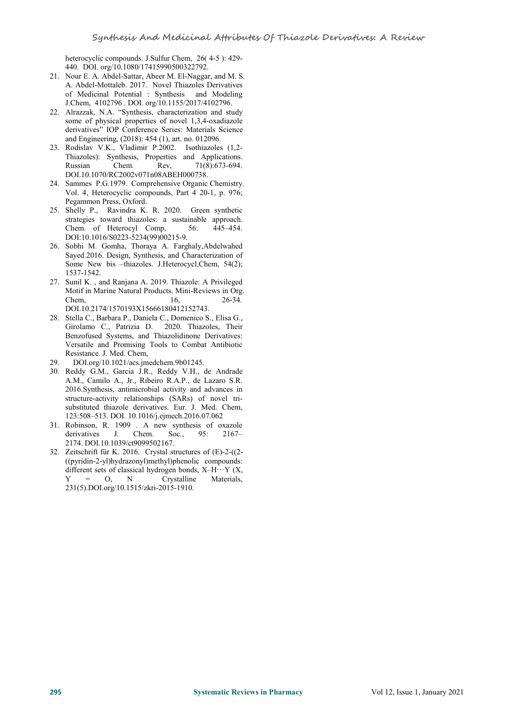heterocyclic compounds. J.Sulfur Chem, 26( 4-5 ): 429-440. DOI. org/10.1080/17415990500322792.

21. Nour E. A. Abdel-Sattar, Abeer M. El-Naggar, and M. S. A. Abdel-Mottaleb. 2017. Novel Thiazoles Derivatives of Medicinal Potential : Synthesis and Modeling J.Chem, 4102796 . DOI. org/10.1155/2017/4102796.
22. Alrazzak, N.A. "Synthesis, characterization and study some of physical properties of novel 1,3,4-oxadiazole derivatives" IOP Conference Series: Materials Science and Engineering, (2018): 454 (1), art. no. 012096.
23. Rodislav V.K., Vladimir P.2002. Isothiazoles (1,2-Thiazoles): Synthesis, Properties and Applications. Russian Chem. Rev, 71(8):673-694. DOI.10.1070/RC2002v071n08ABEH000738.
24. Sammes P.G.1979. Comprehensive Organic Chemistry. Vol. 4, Heterocyclic compounds, Part 4 20-1, p. 976; Pegammon Press, Oxford.
25. Shelly P., Ravindra K. R. 2020. Green synthetic strategies toward thiazoles: a sustainable approach. Chem. of Heterocyl Comp, 56: 445–454. DOI:10.1016/S0223-5234(99)00215-9.
26. Sobhi M. Gomha, Thoraya A. Farghaly,Abdelwahed Sayed.2016. Design, Synthesis, and Characterization of Some New bis –thiazoles. J.Heterocycl,Chem, 54(2); 1537-1542.
27. Sunil K. , and Ranjana A. 2019. Thiazole: A Privileged Motif in Marine Natural Products. Mini-Reviews in Org. Chem, 16, 26-34. DOI.10.2174/1570193X15666180412152743.
28. Stella C., Barbara P., Daniela C., Domenico S., Elisa G., Girolamo C., Patrizia D. 2020. Thiazoles, Their Benzofused Systems, and Thiazolidinone Derivatives: Versatile and Promising Tools to Combat Antibiotic Resistance. J. Med. Chem,
29. DOI.org/10.1021/acs.jmedchem.9b01245.
30. Reddy G.M., Garcia J.R., Reddy V.H., de Andrade A.M., Camilo A., Jr., Ribeiro R.A.P., de Lazaro S.R. 2016.Synthesis, antimicrobial activity and advances in structure-activity relationships (SARs) of novel tri-substituted thiazole derivatives. Eur. J. Med. Chem, 123:508–513. DOI. 10.1016/j.ejmech.2016.07.062
31. Robinson, R. 1909 . A new synthesis of oxazole derivatives J. Chem. Soc., 95: 2167–2174. DOI.10.1039/ct9099502167.
32. Zeitschrift für K. 2016. Crystal structures of (E)-2-((2-((pyridin-2-yl)hydrazonyl)methyl)phenolic compounds: different sets of classical hydrogen bonds, X–H···Y (X, Y = O, N Crystalline Materials, 231(5).DOI.org/10.1515/zkri-2015-1910.